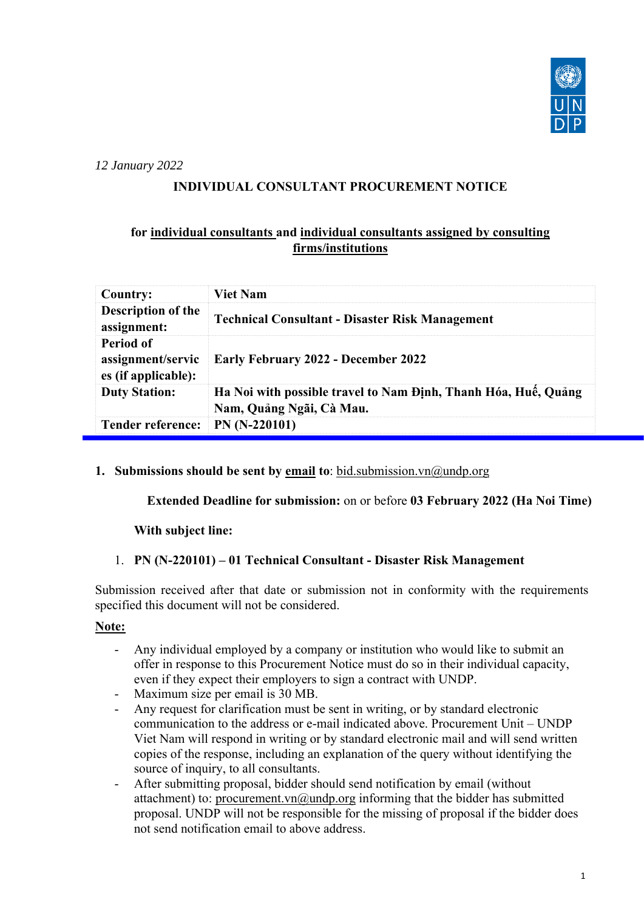*12 January 2022*

**INDIVIDUAL CONSULTANT PROCUREMENT NOTICE**

**for <u>individual consultants</u> and <u>individual consultants assigned by consulting firms/institutions</u>**

| Country: | Viet Nam |
|---|---|
| **Description of the assignment:** | **Technical Consultant - Disaster Risk Management** |
| **Period of assignment/services (if applicable):** | **Early February 2022 - December 2022** |
| **Duty Station:** | **Ha Noi with possible travel to Nam Định, Thanh Hóa, Huế, Quảng Nam, Quảng Ngãi, Cà Mau.** |
| **Tender reference:** | **PN (N-220101)** |

1. **Submissions should be sent by <u>email</u> to**: bid.submission.vn@undp.org

   **Extended Deadline for submission:** on or before **03 February 2022 (Ha Noi Time)**

   **With subject line:**

   1. **PN (N-220101) – 01 Technical Consultant - Disaster Risk Management**

Submission received after that date or submission not in conformity with the requirements specified this document will not be considered.

**<u>Note:</u>**

- Any individual employed by a company or institution who would like to submit an offer in response to this Procurement Notice must do so in their individual capacity, even if they expect their employers to sign a contract with UNDP.
- Maximum size per email is 30 MB.
- Any request for clarification must be sent in writing, or by standard electronic communication to the address or e-mail indicated above. Procurement Unit – UNDP Viet Nam will respond in writing or by standard electronic mail and will send written copies of the response, including an explanation of the query without identifying the source of inquiry, to all consultants.
- After submitting proposal, bidder should send notification by email (without attachment) to: procurement.vn@undp.org informing that the bidder has submitted proposal. UNDP will not be responsible for the missing of proposal if the bidder does not send notification email to above address.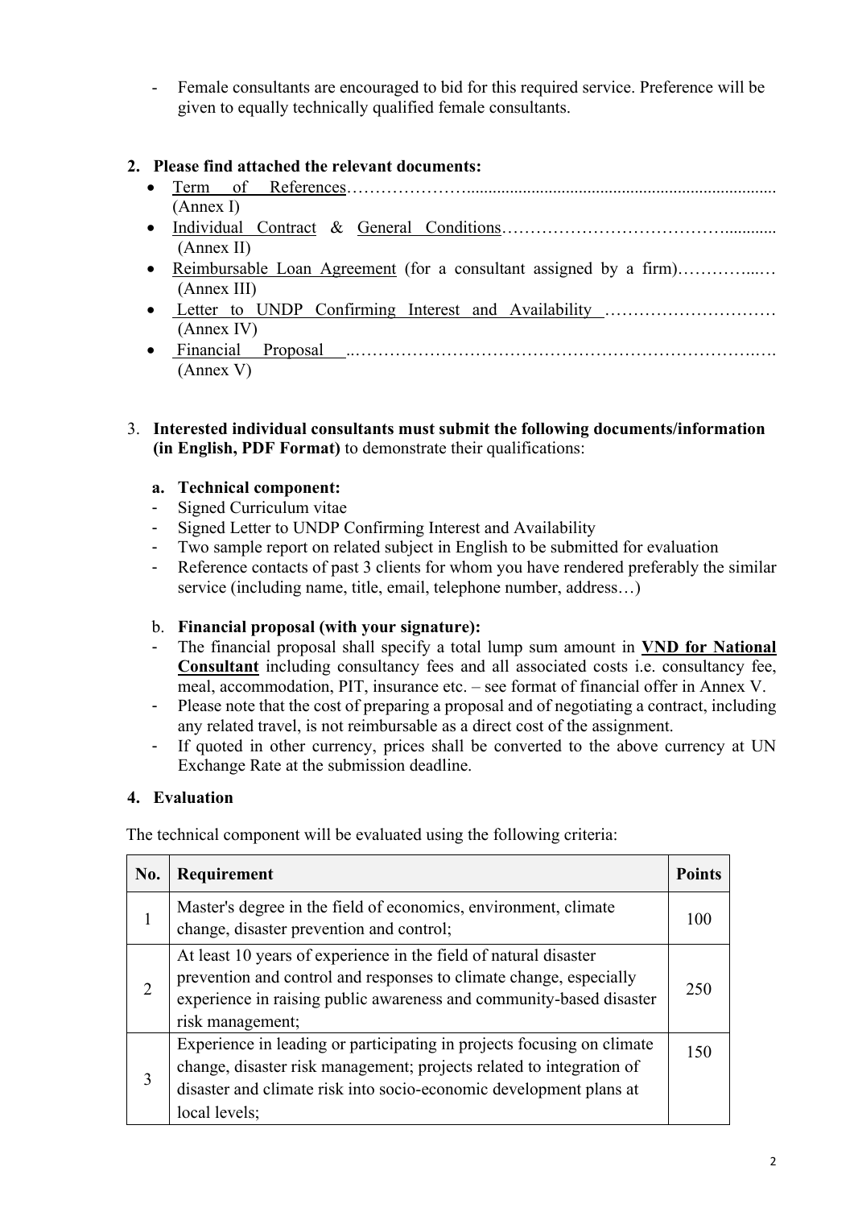- Female consultants are encouraged to bid for this required service. Preference will be given to equally technically qualified female consultants.

**2. Please find attached the relevant documents:**

- Term of References…………………...................................................................... (Annex I)
- Individual Contract & General Conditions…………………………………............ (Annex II)
- Reimbursable Loan Agreement (for a consultant assigned by a firm)…………...… (Annex III)
- Letter to UNDP Confirming Interest and Availability ………………………… (Annex IV)
- Financial Proposal ..…………………………………………………………….…. (Annex V)

3. **Interested individual consultants must submit the following documents/information (in English, PDF Format)** to demonstrate their qualifications:

**a. Technical component:**

- Signed Curriculum vitae
- Signed Letter to UNDP Confirming Interest and Availability
- Two sample report on related subject in English to be submitted for evaluation
- Reference contacts of past 3 clients for whom you have rendered preferably the similar service (including name, title, email, telephone number, address…)

b. **Financial proposal (with your signature):**

- The financial proposal shall specify a total lump sum amount in **VND for National Consultant** including consultancy fees and all associated costs i.e. consultancy fee, meal, accommodation, PIT, insurance etc. – see format of financial offer in Annex V.
- Please note that the cost of preparing a proposal and of negotiating a contract, including any related travel, is not reimbursable as a direct cost of the assignment.
- If quoted in other currency, prices shall be converted to the above currency at UN Exchange Rate at the submission deadline.

**4. Evaluation**

The technical component will be evaluated using the following criteria:

| No. | Requirement | Points |
|---|---|---|
| 1 | Master's degree in the field of economics, environment, climate change, disaster prevention and control; | 100 |
| 2 | At least 10 years of experience in the field of natural disaster prevention and control and responses to climate change, especially experience in raising public awareness and community-based disaster risk management; | 250 |
| 3 | Experience in leading or participating in projects focusing on climate change, disaster risk management; projects related to integration of disaster and climate risk into socio-economic development plans at local levels; | 150 |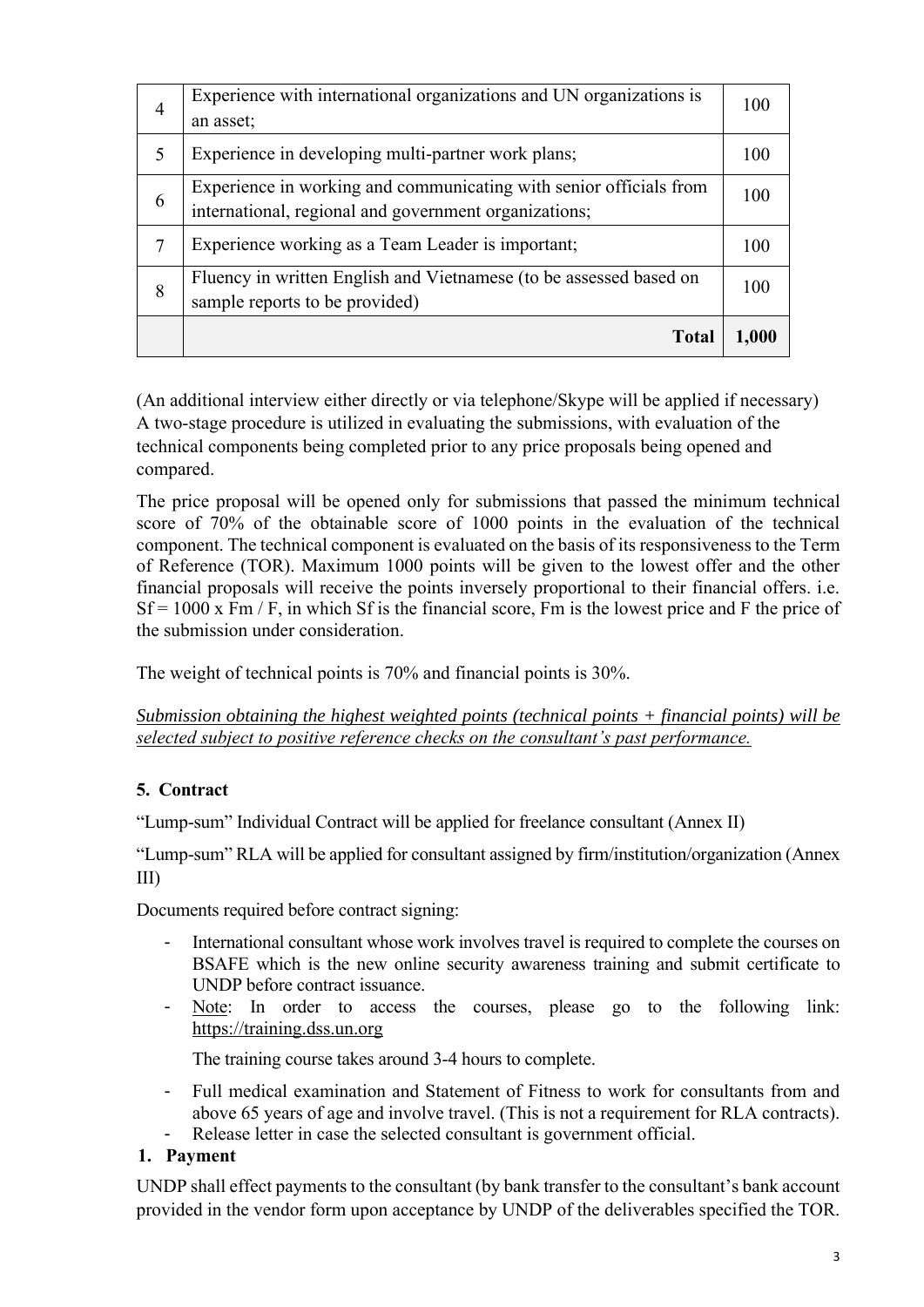| | | |
|---|---|---|
| 4 | Experience with international organizations and UN organizations is an asset; | 100 |
| 5 | Experience in developing multi-partner work plans; | 100 |
| 6 | Experience in working and communicating with senior officials from international, regional and government organizations; | 100 |
| 7 | Experience working as a Team Leader is important; | 100 |
| 8 | Fluency in written English and Vietnamese (to be assessed based on sample reports to be provided) | 100 |
| | **Total** | **1,000** |

(An additional interview either directly or via telephone/Skype will be applied if necessary)
A two-stage procedure is utilized in evaluating the submissions, with evaluation of the technical components being completed prior to any price proposals being opened and compared.

The price proposal will be opened only for submissions that passed the minimum technical score of 70% of the obtainable score of 1000 points in the evaluation of the technical component. The technical component is evaluated on the basis of its responsiveness to the Term of Reference (TOR). Maximum 1000 points will be given to the lowest offer and the other financial proposals will receive the points inversely proportional to their financial offers. i.e. $Sf = 1000 \times Fm / F$, in which Sf is the financial score, Fm is the lowest price and F the price of the submission under consideration.

The weight of technical points is 70% and financial points is 30%.

*Submission obtaining the highest weighted points (technical points + financial points) will be selected subject to positive reference checks on the consultant's past performance.*

## 5. Contract

"Lump-sum" Individual Contract will be applied for freelance consultant (Annex II)

"Lump-sum" RLA will be applied for consultant assigned by firm/institution/organization (Annex III)

Documents required before contract signing:

- International consultant whose work involves travel is required to complete the courses on BSAFE which is the new online security awareness training and submit certificate to UNDP before contract issuance.
- Note: In order to access the courses, please go to the following link: https://training.dss.un.org

  The training course takes around 3-4 hours to complete.

- Full medical examination and Statement of Fitness to work for consultants from and above 65 years of age and involve travel. (This is not a requirement for RLA contracts).
- Release letter in case the selected consultant is government official.

## 1. Payment

UNDP shall effect payments to the consultant (by bank transfer to the consultant's bank account provided in the vendor form upon acceptance by UNDP of the deliverables specified the TOR.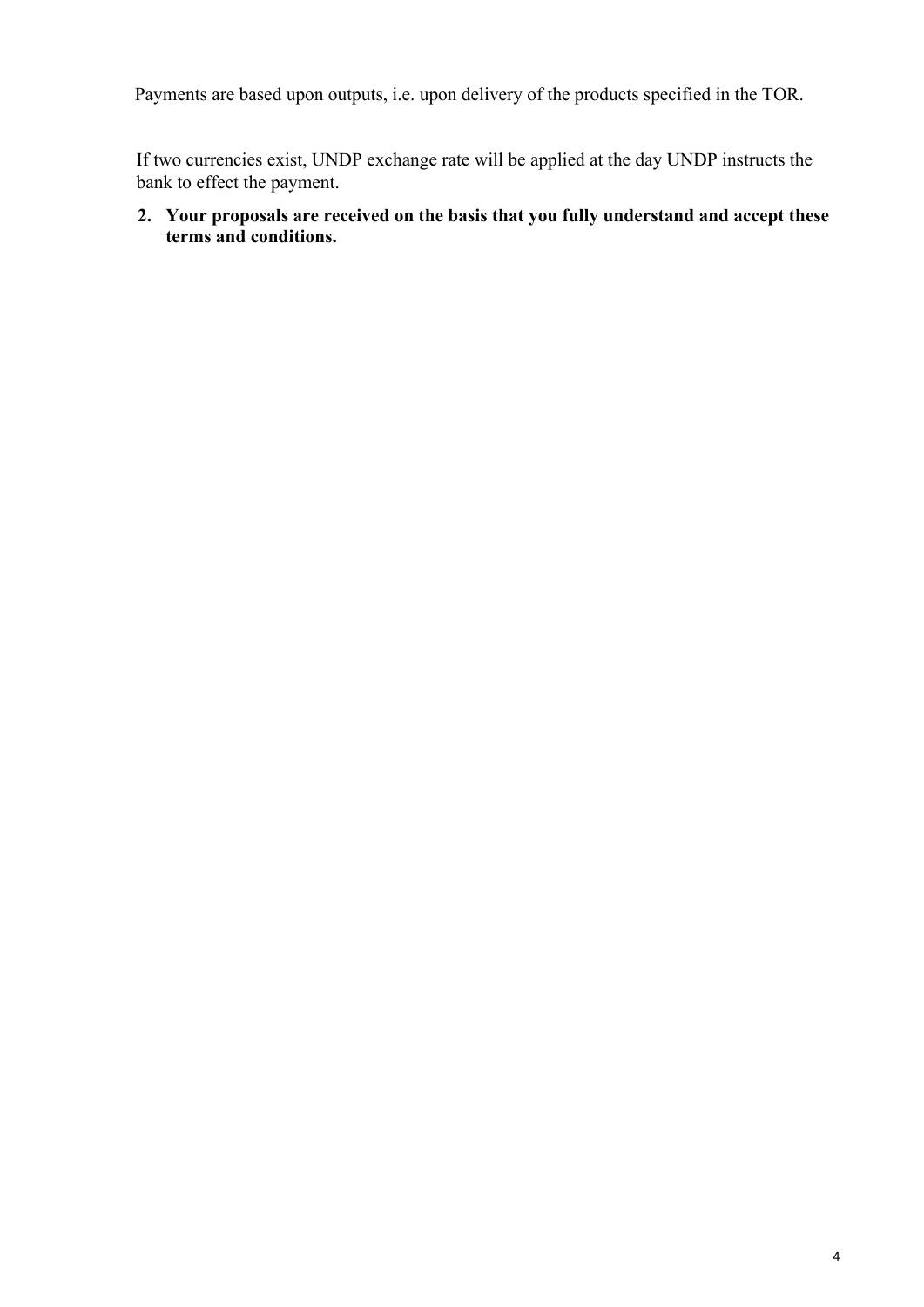Payments are based upon outputs, i.e. upon delivery of the products specified in the TOR.

If two currencies exist, UNDP exchange rate will be applied at the day UNDP instructs the bank to effect the payment.

2. **Your proposals are received on the basis that you fully understand and accept these terms and conditions.**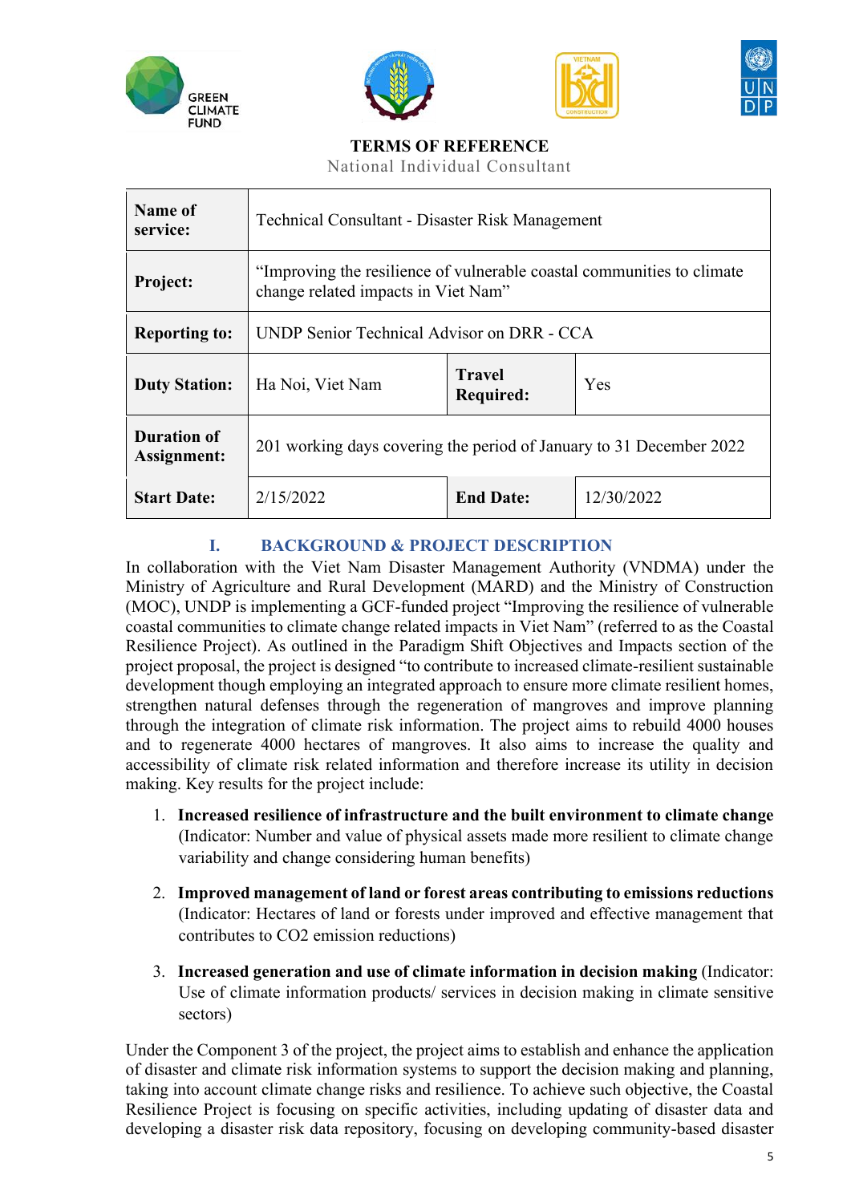**TERMS OF REFERENCE**

National Individual Consultant

| | | | |
|---|---|---|---|
| **Name of service:** | Technical Consultant - Disaster Risk Management | | |
| **Project:** | "Improving the resilience of vulnerable coastal communities to climate change related impacts in Viet Nam" | | |
| **Reporting to:** | UNDP Senior Technical Advisor on DRR - CCA | | |
| **Duty Station:** | Ha Noi, Viet Nam | **Travel Required:** | Yes |
| **Duration of Assignment:** | 201 working days covering the period of January to 31 December 2022 | | |
| **Start Date:** | 2/15/2022 | **End Date:** | 12/30/2022 |

## I. BACKGROUND & PROJECT DESCRIPTION

In collaboration with the Viet Nam Disaster Management Authority (VNDMA) under the Ministry of Agriculture and Rural Development (MARD) and the Ministry of Construction (MOC), UNDP is implementing a GCF-funded project "Improving the resilience of vulnerable coastal communities to climate change related impacts in Viet Nam" (referred to as the Coastal Resilience Project). As outlined in the Paradigm Shift Objectives and Impacts section of the project proposal, the project is designed "to contribute to increased climate-resilient sustainable development though employing an integrated approach to ensure more climate resilient homes, strengthen natural defenses through the regeneration of mangroves and improve planning through the integration of climate risk information. The project aims to rebuild 4000 houses and to regenerate 4000 hectares of mangroves. It also aims to increase the quality and accessibility of climate risk related information and therefore increase its utility in decision making. Key results for the project include:

1. **Increased resilience of infrastructure and the built environment to climate change** (Indicator: Number and value of physical assets made more resilient to climate change variability and change considering human benefits)
2. **Improved management of land or forest areas contributing to emissions reductions** (Indicator: Hectares of land or forests under improved and effective management that contributes to $CO_2$ emission reductions)
3. **Increased generation and use of climate information in decision making** (Indicator: Use of climate information products/ services in decision making in climate sensitive sectors)

Under the Component 3 of the project, the project aims to establish and enhance the application of disaster and climate risk information systems to support the decision making and planning, taking into account climate change risks and resilience. To achieve such objective, the Coastal Resilience Project is focusing on specific activities, including updating of disaster data and developing a disaster risk data repository, focusing on developing community-based disaster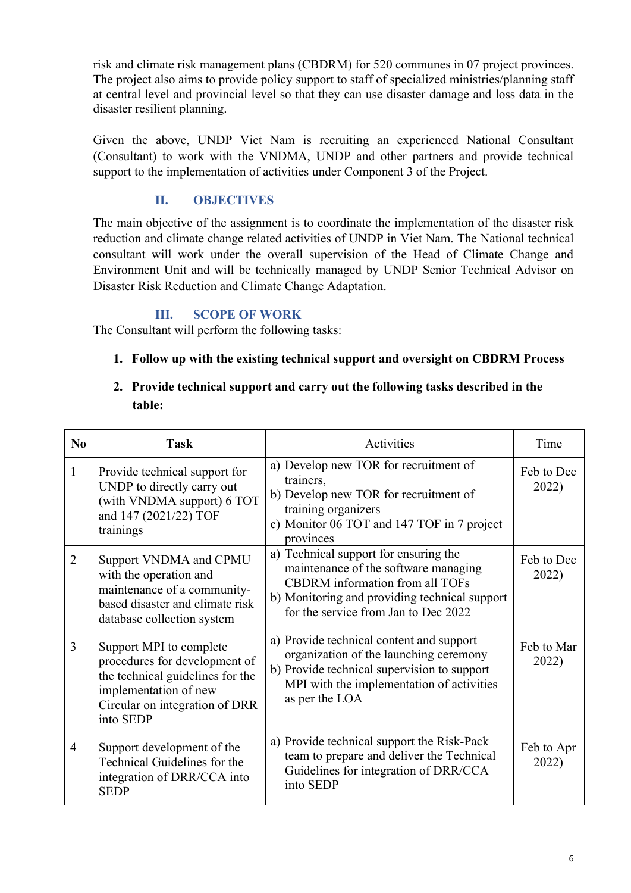risk and climate risk management plans (CBDRM) for 520 communes in 07 project provinces. The project also aims to provide policy support to staff of specialized ministries/planning staff at central level and provincial level so that they can use disaster damage and loss data in the disaster resilient planning.

Given the above, UNDP Viet Nam is recruiting an experienced National Consultant (Consultant) to work with the VNDMA, UNDP and other partners and provide technical support to the implementation of activities under Component 3 of the Project.

## II. OBJECTIVES

The main objective of the assignment is to coordinate the implementation of the disaster risk reduction and climate change related activities of UNDP in Viet Nam. The National technical consultant will work under the overall supervision of the Head of Climate Change and Environment Unit and will be technically managed by UNDP Senior Technical Advisor on Disaster Risk Reduction and Climate Change Adaptation.

## III. SCOPE OF WORK

The Consultant will perform the following tasks:

1. **Follow up with the existing technical support and oversight on CBDRM Process**
2. **Provide technical support and carry out the following tasks described in the table:**

| No | Task | Activities | Time |
|---|---|---|---|
| 1 | Provide technical support for UNDP to directly carry out (with VNDMA support) 6 TOT and 147 (2021/22) TOF trainings | a) Develop new TOR for recruitment of trainers,<br>b) Develop new TOR for recruitment of training organizers<br>c) Monitor 06 TOT and 147 TOF in 7 project provinces | Feb to Dec 2022) |
| 2 | Support VNDMA and CPMU with the operation and maintenance of a community-based disaster and climate risk database collection system | a) Technical support for ensuring the maintenance of the software managing CBDRM information from all TOFs<br>b) Monitoring and providing technical support for the service from Jan to Dec 2022 | Feb to Dec 2022) |
| 3 | Support MPI to complete procedures for development of the technical guidelines for the implementation of new Circular on integration of DRR into SEDP | a) Provide technical content and support organization of the launching ceremony<br>b) Provide technical supervision to support MPI with the implementation of activities as per the LOA | Feb to Mar 2022) |
| 4 | Support development of the Technical Guidelines for the integration of DRR/CCA into SEDP | a) Provide technical support the Risk-Pack team to prepare and deliver the Technical Guidelines for integration of DRR/CCA into SEDP | Feb to Apr 2022) |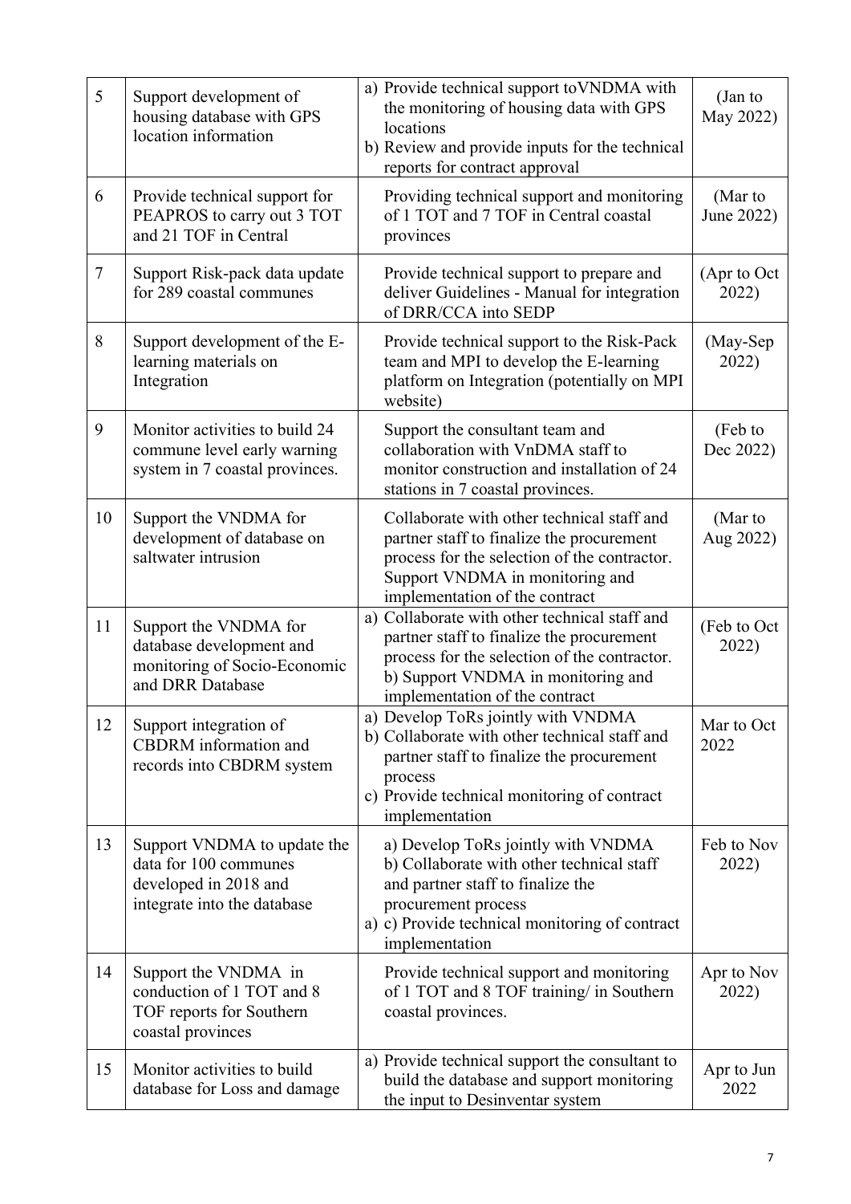| 5 | Support development of housing database with GPS location information | a) Provide technical support toVNDMA with the monitoring of housing data with GPS locations<br>b) Review and provide inputs for the technical reports for contract approval | (Jan to May 2022) |
|---|---|---|---|
| 6 | Provide technical support for PEAPROS to carry out 3 TOT and 21 TOF in Central | Providing technical support and monitoring of 1 TOT and 7 TOF in Central coastal provinces | (Mar to June 2022) |
| 7 | Support Risk-pack data update for 289 coastal communes | Provide technical support to prepare and deliver Guidelines - Manual for integration of DRR/CCA into SEDP | (Apr to Oct 2022) |
| 8 | Support development of the E-learning materials on Integration | Provide technical support to the Risk-Pack team and MPI to develop the E-learning platform on Integration (potentially on MPI website) | (May-Sep 2022) |
| 9 | Monitor activities to build 24 commune level early warning system in 7 coastal provinces. | Support the consultant team and collaboration with VnDMA staff to monitor construction and installation of 24 stations in 7 coastal provinces. | (Feb to Dec 2022) |
| 10 | Support the VNDMA for development of database on saltwater intrusion | Collaborate with other technical staff and partner staff to finalize the procurement process for the selection of the contractor. Support VNDMA in monitoring and implementation of the contract | (Mar to Aug 2022) |
| 11 | Support the VNDMA for database development and monitoring of Socio-Economic and DRR Database | a) Collaborate with other technical staff and partner staff to finalize the procurement process for the selection of the contractor.<br>b) Support VNDMA in monitoring and implementation of the contract | (Feb to Oct 2022) |
| 12 | Support integration of CBDRM information and records into CBDRM system | a) Develop ToRs jointly with VNDMA<br>b) Collaborate with other technical staff and partner staff to finalize the procurement process<br>c) Provide technical monitoring of contract implementation | Mar to Oct 2022 |
| 13 | Support VNDMA to update the data for 100 communes developed in 2018 and integrate into the database | a) Develop ToRs jointly with VNDMA<br>b) Collaborate with other technical staff and partner staff to finalize the procurement process<br>a) c) Provide technical monitoring of contract implementation | Feb to Nov 2022) |
| 14 | Support the VNDMA in conduction of 1 TOT and 8 TOF reports for Southern coastal provinces | Provide technical support and monitoring of 1 TOT and 8 TOF training/ in Southern coastal provinces. | Apr to Nov 2022) |
| 15 | Monitor activities to build database for Loss and damage | a) Provide technical support the consultant to build the database and support monitoring the input to Desinventar system | Apr to Jun 2022 |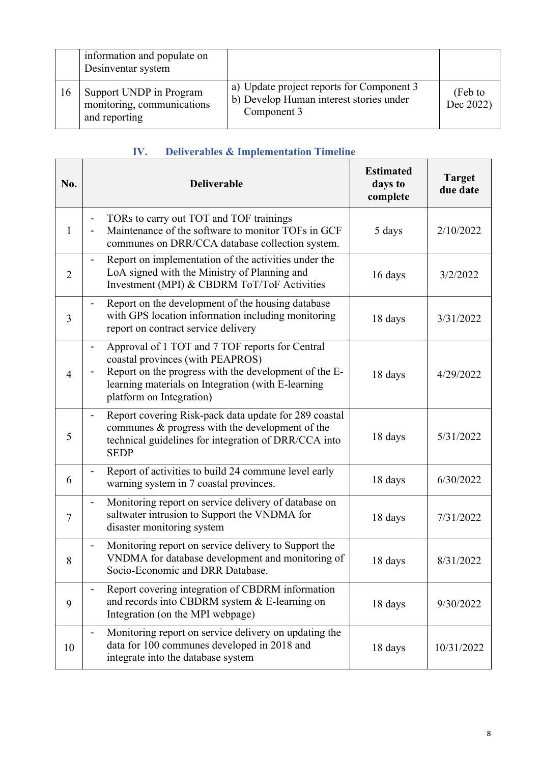| | information and populate on Desinventar system | | |
|---|---|---|---|
| 16 | Support UNDP in Program monitoring, communications and reporting | a) Update project reports for Component 3<br>b) Develop Human interest stories under Component 3 | (Feb to Dec 2022) |

## IV. Deliverables & Implementation Timeline

| No. | Deliverable | Estimated days to complete | Target due date |
|---|---|---|---|
| 1 | - TORs to carry out TOT and TOF trainings<br>- Maintenance of the software to monitor TOFs in GCF communes on DRR/CCA database collection system. | 5 days | 2/10/2022 |
| 2 | - Report on implementation of the activities under the LoA signed with the Ministry of Planning and Investment (MPI) & CBDRM ToT/ToF Activities | 16 days | 3/2/2022 |
| 3 | - Report on the development of the housing database with GPS location information including monitoring report on contract service delivery | 18 days | 3/31/2022 |
| 4 | - Approval of 1 TOT and 7 TOF reports for Central coastal provinces (with PEAPROS)<br>- Report on the progress with the development of the E-learning materials on Integration (with E-learning platform on Integration) | 18 days | 4/29/2022 |
| 5 | - Report covering Risk-pack data update for 289 coastal communes & progress with the development of the technical guidelines for integration of DRR/CCA into SEDP | 18 days | 5/31/2022 |
| 6 | - Report of activities to build 24 commune level early warning system in 7 coastal provinces. | 18 days | 6/30/2022 |
| 7 | - Monitoring report on service delivery of database on saltwater intrusion to Support the VNDMA for disaster monitoring system | 18 days | 7/31/2022 |
| 8 | - Monitoring report on service delivery to Support the VNDMA for database development and monitoring of Socio-Economic and DRR Database. | 18 days | 8/31/2022 |
| 9 | - Report covering integration of CBDRM information and records into CBDRM system & E-learning on Integration (on the MPI webpage) | 18 days | 9/30/2022 |
| 10 | - Monitoring report on service delivery on updating the data for 100 communes developed in 2018 and integrate into the database system | 18 days | 10/31/2022 |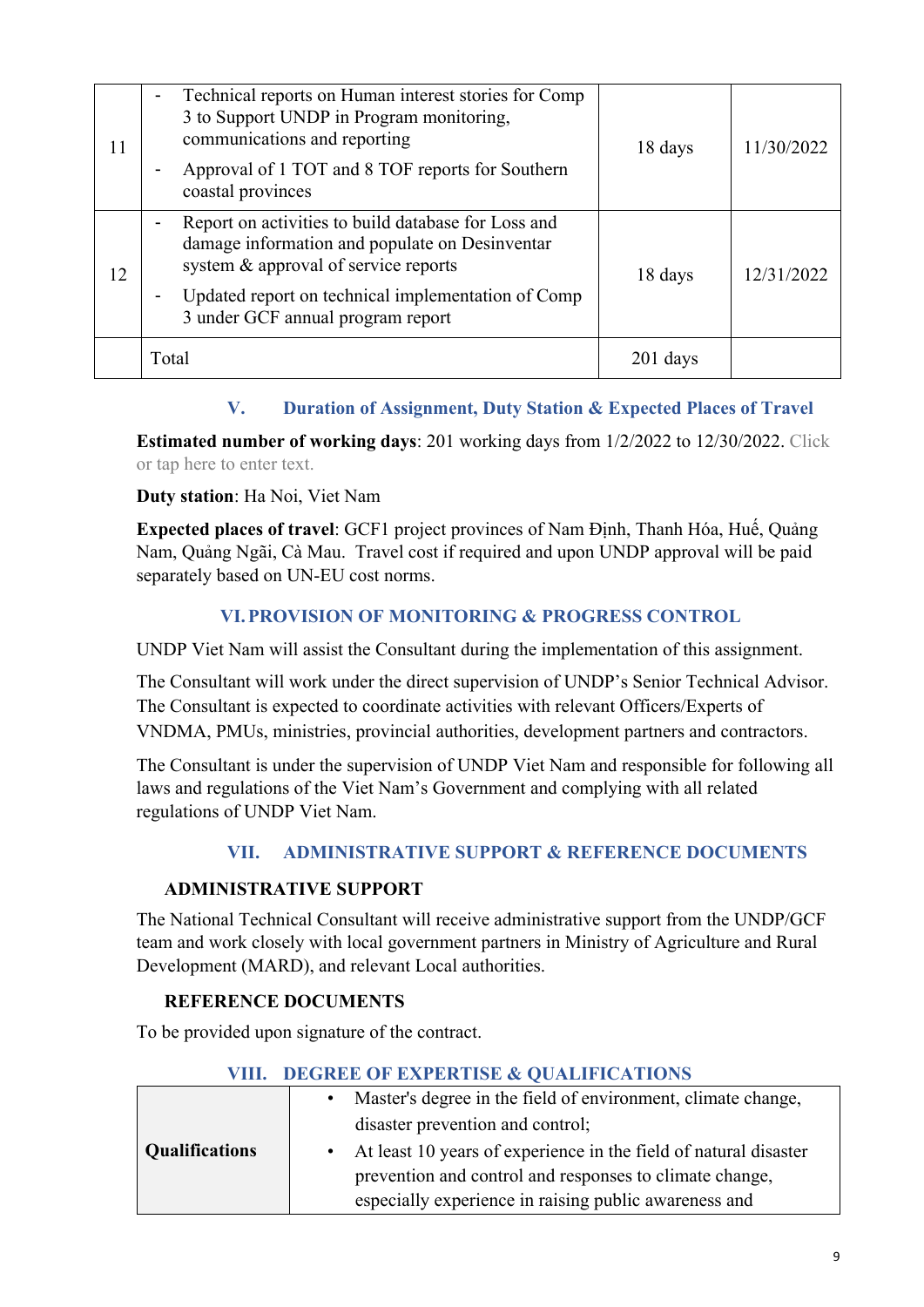| 11 | - Technical reports on Human interest stories for Comp 3 to Support UNDP in Program monitoring, communications and reporting<br>- Approval of 1 TOT and 8 TOF reports for Southern coastal provinces | 18 days | 11/30/2022 |
|---|---|---|---|
| 12 | - Report on activities to build database for Loss and damage information and populate on Desinventar system & approval of service reports<br>- Updated report on technical implementation of Comp 3 under GCF annual program report | 18 days | 12/31/2022 |
| | Total | 201 days | |

## V. Duration of Assignment, Duty Station & Expected Places of Travel

**Estimated number of working days**: 201 working days from 1/2/2022 to 12/30/2022. Click or tap here to enter text.

**Duty station**: Ha Noi, Viet Nam

**Expected places of travel**: GCF1 project provinces of Nam Định, Thanh Hóa, Huế, Quảng Nam, Quảng Ngãi, Cà Mau. Travel cost if required and upon UNDP approval will be paid separately based on UN-EU cost norms.

## VI. PROVISION OF MONITORING & PROGRESS CONTROL

UNDP Viet Nam will assist the Consultant during the implementation of this assignment.

The Consultant will work under the direct supervision of UNDP's Senior Technical Advisor. The Consultant is expected to coordinate activities with relevant Officers/Experts of VNDMA, PMUs, ministries, provincial authorities, development partners and contractors.

The Consultant is under the supervision of UNDP Viet Nam and responsible for following all laws and regulations of the Viet Nam's Government and complying with all related regulations of UNDP Viet Nam.

## VII. ADMINISTRATIVE SUPPORT & REFERENCE DOCUMENTS

### ADMINISTRATIVE SUPPORT

The National Technical Consultant will receive administrative support from the UNDP/GCF team and work closely with local government partners in Ministry of Agriculture and Rural Development (MARD), and relevant Local authorities.

### REFERENCE DOCUMENTS

To be provided upon signature of the contract.

## VIII. DEGREE OF EXPERTISE & QUALIFICATIONS

| **Qualifications** | • Master's degree in the field of environment, climate change, disaster prevention and control;<br>• At least 10 years of experience in the field of natural disaster prevention and control and responses to climate change, especially experience in raising public awareness and |
|---|---|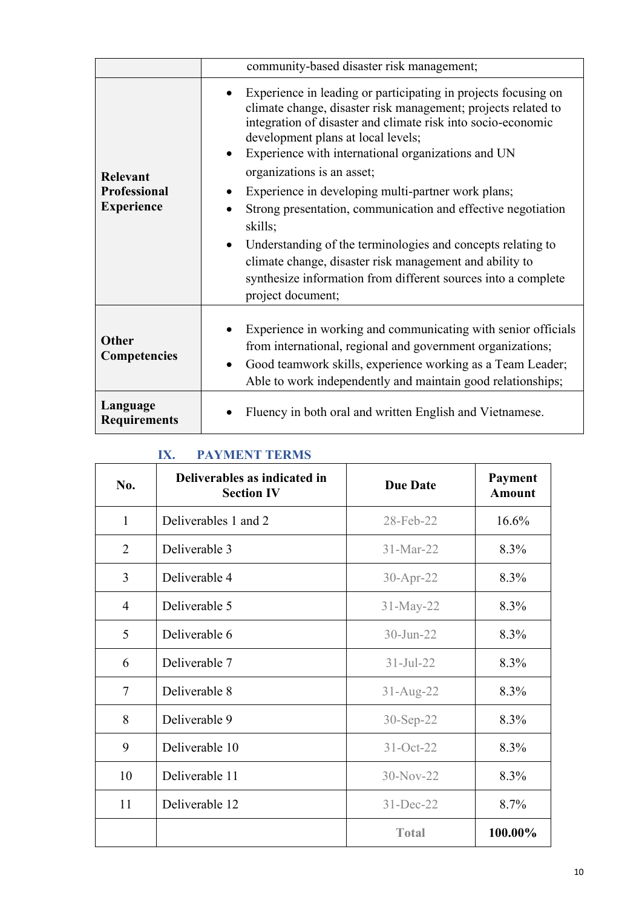| | |
|---|---|
| | community-based disaster risk management; |
| **Relevant Professional Experience** | • Experience in leading or participating in projects focusing on climate change, disaster risk management; projects related to integration of disaster and climate risk into socio-economic development plans at local levels;<br>• Experience with international organizations and UN organizations is an asset;<br>• Experience in developing multi-partner work plans;<br>• Strong presentation, communication and effective negotiation skills;<br>• Understanding of the terminologies and concepts relating to climate change, disaster risk management and ability to synthesize information from different sources into a complete project document; |
| **Other Competencies** | • Experience in working and communicating with senior officials from international, regional and government organizations;<br>• Good teamwork skills, experience working as a Team Leader; Able to work independently and maintain good relationships; |
| **Language Requirements** | • Fluency in both oral and written English and Vietnamese. |

## IX. PAYMENT TERMS

| No. | Deliverables as indicated in Section IV | Due Date | Payment Amount |
|---|---|---|---|
| 1 | Deliverables 1 and 2 | 28-Feb-22 | 16.6% |
| 2 | Deliverable 3 | 31-Mar-22 | 8.3% |
| 3 | Deliverable 4 | 30-Apr-22 | 8.3% |
| 4 | Deliverable 5 | 31-May-22 | 8.3% |
| 5 | Deliverable 6 | 30-Jun-22 | 8.3% |
| 6 | Deliverable 7 | 31-Jul-22 | 8.3% |
| 7 | Deliverable 8 | 31-Aug-22 | 8.3% |
| 8 | Deliverable 9 | 30-Sep-22 | 8.3% |
| 9 | Deliverable 10 | 31-Oct-22 | 8.3% |
| 10 | Deliverable 11 | 30-Nov-22 | 8.3% |
| 11 | Deliverable 12 | 31-Dec-22 | 8.7% |
| | | **Total** | **100.00%** |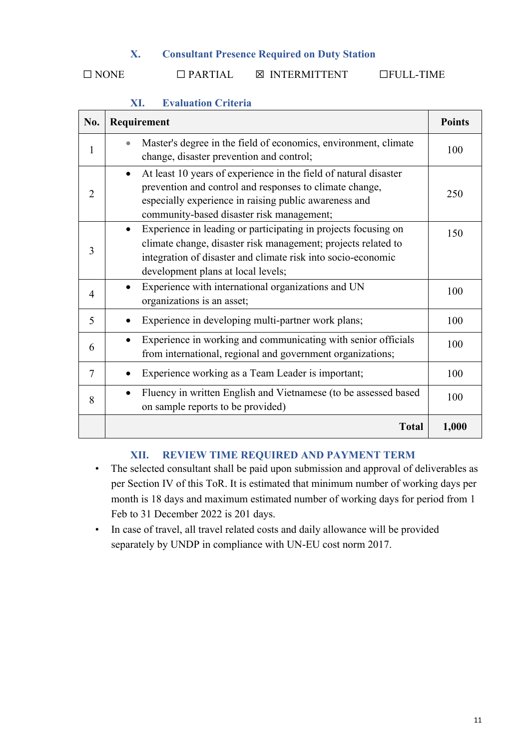## X. Consultant Presence Required on Duty Station

☐ NONE ☐ PARTIAL ☒ INTERMITTENT ☐FULL-TIME

## XI. Evaluation Criteria

| No. | Requirement | Points |
|---|---|---|
| 1 | • Master's degree in the field of economics, environment, climate change, disaster prevention and control; | 100 |
| 2 | • At least 10 years of experience in the field of natural disaster prevention and control and responses to climate change, especially experience in raising public awareness and community-based disaster risk management; | 250 |
| 3 | • Experience in leading or participating in projects focusing on climate change, disaster risk management; projects related to integration of disaster and climate risk into socio-economic development plans at local levels; | 150 |
| 4 | • Experience with international organizations and UN organizations is an asset; | 100 |
| 5 | • Experience in developing multi-partner work plans; | 100 |
| 6 | • Experience in working and communicating with senior officials from international, regional and government organizations; | 100 |
| 7 | • Experience working as a Team Leader is important; | 100 |
| 8 | • Fluency in written English and Vietnamese (to be assessed based on sample reports to be provided) | 100 |
| | **Total** | **1,000** |

## XII. REVIEW TIME REQUIRED AND PAYMENT TERM

- The selected consultant shall be paid upon submission and approval of deliverables as per Section IV of this ToR. It is estimated that minimum number of working days per month is 18 days and maximum estimated number of working days for period from 1 Feb to 31 December 2022 is 201 days.
- In case of travel, all travel related costs and daily allowance will be provided separately by UNDP in compliance with UN-EU cost norm 2017.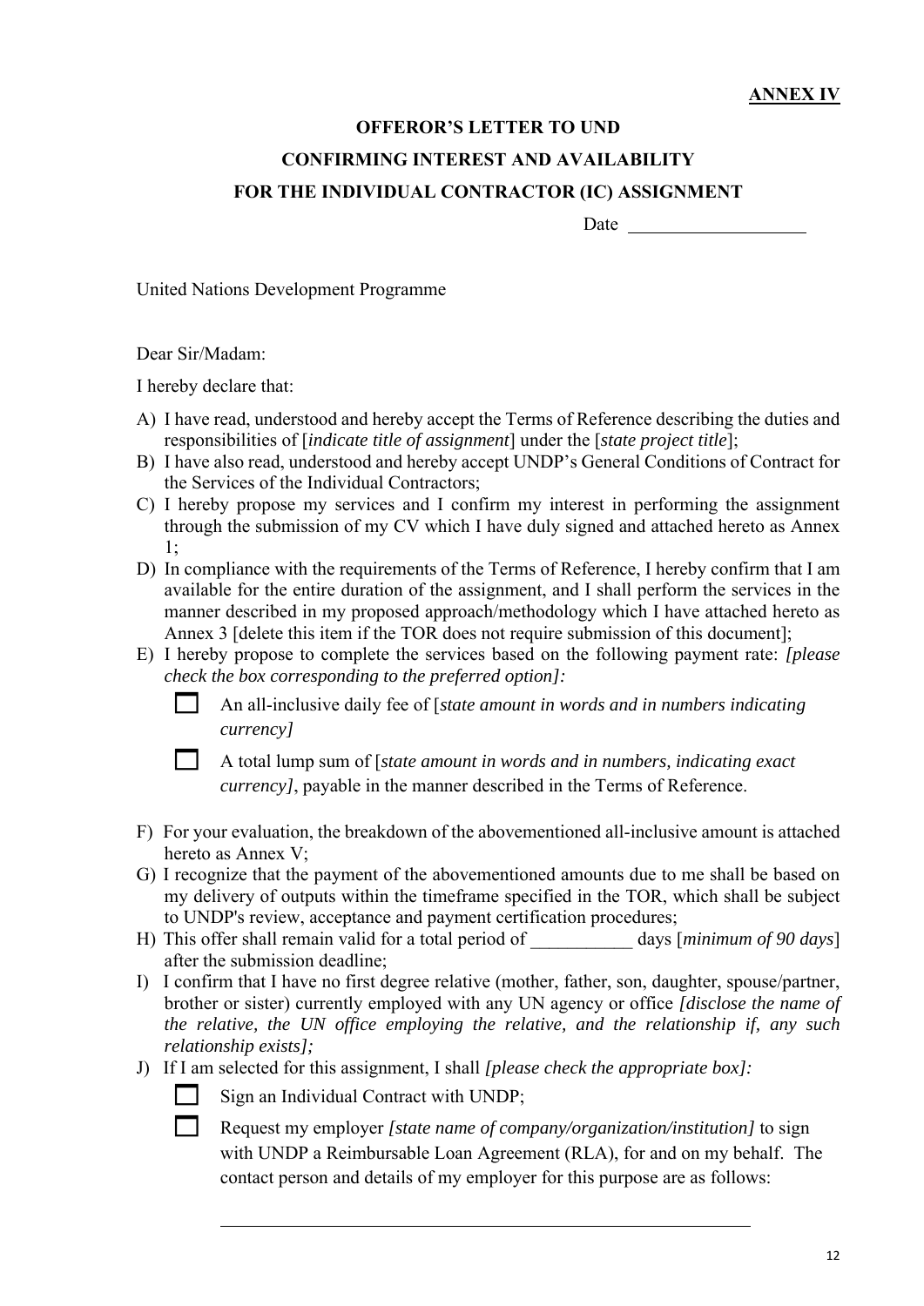**ANNEX IV**

**OFFEROR'S LETTER TO UND**

**CONFIRMING INTEREST AND AVAILABILITY**

**FOR THE INDIVIDUAL CONTRACTOR (IC) ASSIGNMENT**

Date ___________________

United Nations Development Programme

Dear Sir/Madam:

I hereby declare that:

A) I have read, understood and hereby accept the Terms of Reference describing the duties and responsibilities of [*indicate title of assignment*] under the [*state project title*];

B) I have also read, understood and hereby accept UNDP's General Conditions of Contract for the Services of the Individual Contractors;

C) I hereby propose my services and I confirm my interest in performing the assignment through the submission of my CV which I have duly signed and attached hereto as Annex 1;

D) In compliance with the requirements of the Terms of Reference, I hereby confirm that I am available for the entire duration of the assignment, and I shall perform the services in the manner described in my proposed approach/methodology which I have attached hereto as Annex 3 [delete this item if the TOR does not require submission of this document];

E) I hereby propose to complete the services based on the following payment rate: *[please check the box corresponding to the preferred option]:*

   ☐ An all-inclusive daily fee of [*state amount in words and in numbers indicating currency]*

   ☐ A total lump sum of [*state amount in words and in numbers, indicating exact currency]*, payable in the manner described in the Terms of Reference.

F) For your evaluation, the breakdown of the abovementioned all-inclusive amount is attached hereto as Annex V;

G) I recognize that the payment of the abovementioned amounts due to me shall be based on my delivery of outputs within the timeframe specified in the TOR, which shall be subject to UNDP's review, acceptance and payment certification procedures;

H) This offer shall remain valid for a total period of ___________ days [*minimum of 90 days*] after the submission deadline;

I) I confirm that I have no first degree relative (mother, father, son, daughter, spouse/partner, brother or sister) currently employed with any UN agency or office *[disclose the name of the relative, the UN office employing the relative, and the relationship if, any such relationship exists];*

J) If I am selected for this assignment, I shall *[please check the appropriate box]:*

   ☐ Sign an Individual Contract with UNDP;

   ☐ Request my employer *[state name of company/organization/institution]* to sign with UNDP a Reimbursable Loan Agreement (RLA), for and on my behalf. The contact person and details of my employer for this purpose are as follows:

   ______________________________________________________________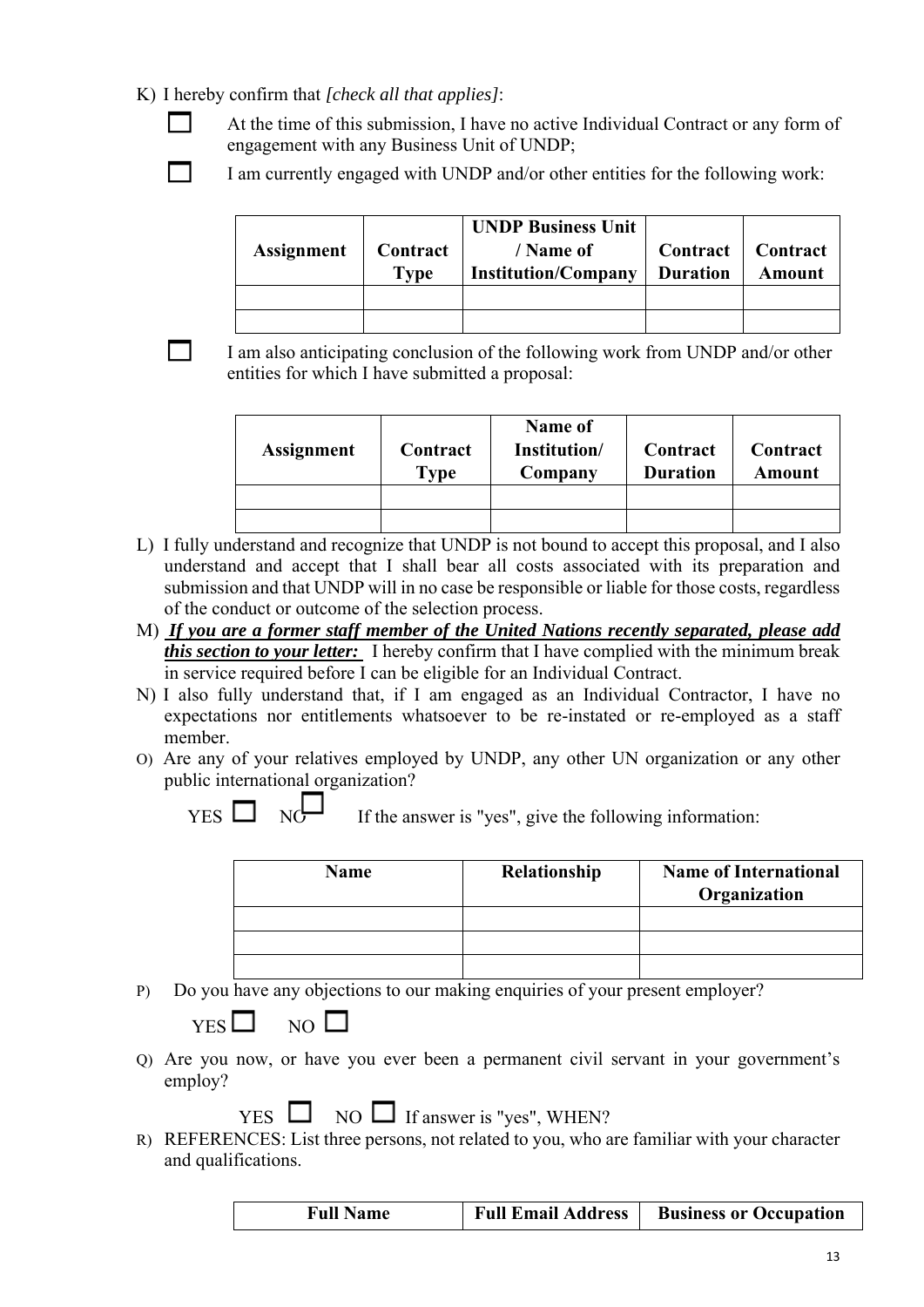K) I hereby confirm that *[check all that applies]*:

☐ At the time of this submission, I have no active Individual Contract or any form of engagement with any Business Unit of UNDP;

☐ I am currently engaged with UNDP and/or other entities for the following work:

| Assignment | Contract Type | UNDP Business Unit / Name of Institution/Company | Contract Duration | Contract Amount |
|---|---|---|---|---|
| | | | | |
| | | | | |

☐ I am also anticipating conclusion of the following work from UNDP and/or other entities for which I have submitted a proposal:

| Assignment | Contract Type | Name of Institution/ Company | Contract Duration | Contract Amount |
|---|---|---|---|---|
| | | | | |
| | | | | |

L) I fully understand and recognize that UNDP is not bound to accept this proposal, and I also understand and accept that I shall bear all costs associated with its preparation and submission and that UNDP will in no case be responsible or liable for those costs, regardless of the conduct or outcome of the selection process.

M) ***If you are a former staff member of the United Nations recently separated, please add this section to your letter:*** I hereby confirm that I have complied with the minimum break in service required before I can be eligible for an Individual Contract.

N) I also fully understand that, if I am engaged as an Individual Contractor, I have no expectations nor entitlements whatsoever to be re-instated or re-employed as a staff member.

O) Are any of your relatives employed by UNDP, any other UN organization or any other public international organization?

YES ☐ NO ☐ If the answer is "yes", give the following information:

| Name | Relationship | Name of International Organization |
|---|---|---|
| | | |
| | | |
| | | |

P) Do you have any objections to our making enquiries of your present employer?

YES ☐ NO ☐

Q) Are you now, or have you ever been a permanent civil servant in your government's employ?

YES ☐ NO ☐ If answer is "yes", WHEN?

R) REFERENCES: List three persons, not related to you, who are familiar with your character and qualifications.

| Full Name | Full Email Address | Business or Occupation |
|---|---|---|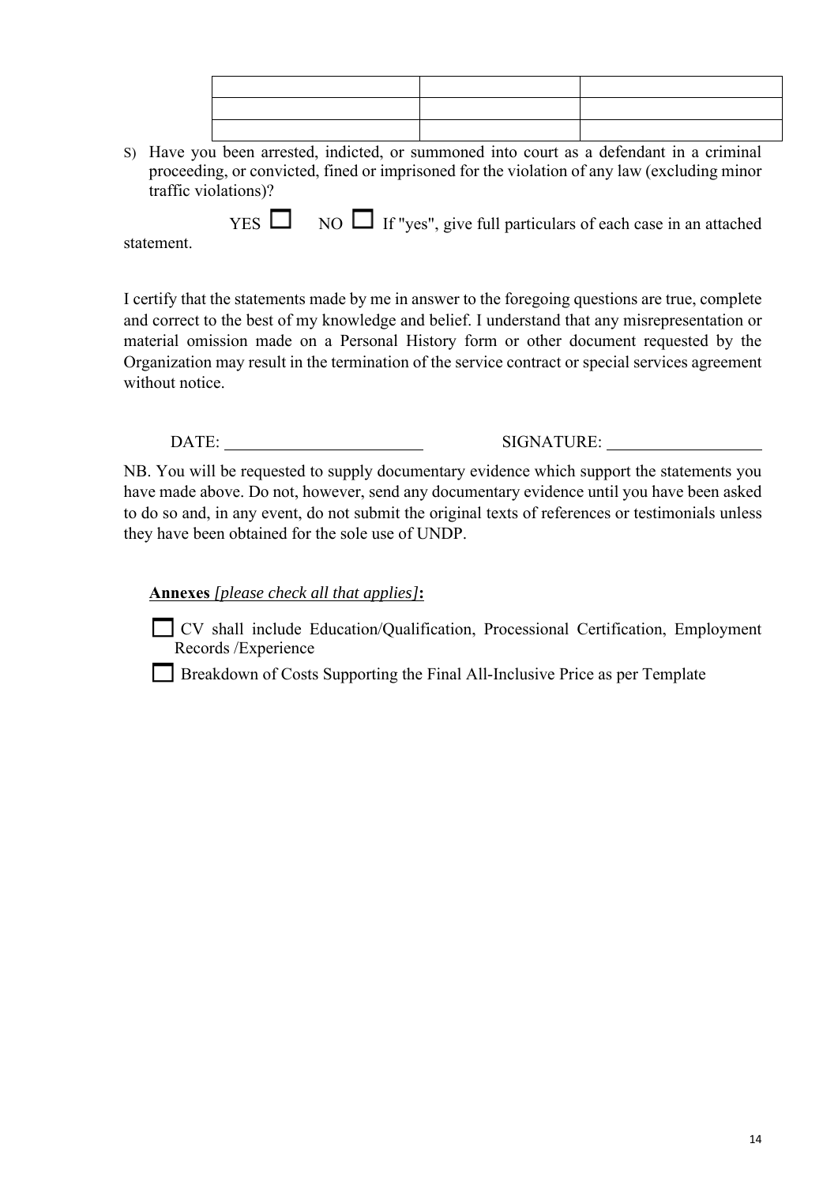| | | |
|---|---|---|
| | | |
| | | |
| | | |

S) Have you been arrested, indicted, or summoned into court as a defendant in a criminal proceeding, or convicted, fined or imprisoned for the violation of any law (excluding minor traffic violations)?

YES ☐ NO ☐ If "yes", give full particulars of each case in an attached statement.

I certify that the statements made by me in answer to the foregoing questions are true, complete and correct to the best of my knowledge and belief. I understand that any misrepresentation or material omission made on a Personal History form or other document requested by the Organization may result in the termination of the service contract or special services agreement without notice.

DATE: ______________________ SIGNATURE: ______________________

NB. You will be requested to supply documentary evidence which support the statements you have made above. Do not, however, send any documentary evidence until you have been asked to do so and, in any event, do not submit the original texts of references or testimonials unless they have been obtained for the sole use of UNDP.

**Annexes** *[please check all that applies]***:**

☐ CV shall include Education/Qualification, Processional Certification, Employment Records /Experience

☐ Breakdown of Costs Supporting the Final All-Inclusive Price as per Template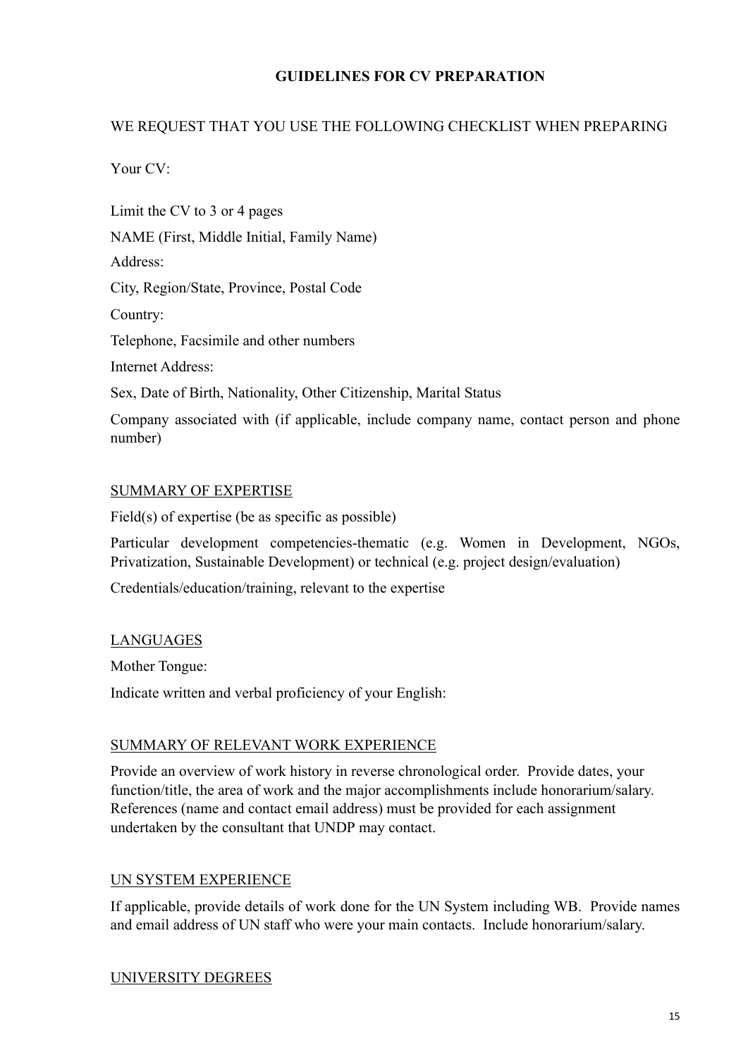## GUIDELINES FOR CV PREPARATION

WE REQUEST THAT YOU USE THE FOLLOWING CHECKLIST WHEN PREPARING

Your CV:

Limit the CV to 3 or 4 pages

NAME (First, Middle Initial, Family Name)

Address:

City, Region/State, Province, Postal Code

Country:

Telephone, Facsimile and other numbers

Internet Address:

Sex, Date of Birth, Nationality, Other Citizenship, Marital Status

Company associated with (if applicable, include company name, contact person and phone number)

### SUMMARY OF EXPERTISE

Field(s) of expertise (be as specific as possible)

Particular development competencies-thematic (e.g. Women in Development, NGOs, Privatization, Sustainable Development) or technical (e.g. project design/evaluation)

Credentials/education/training, relevant to the expertise

### LANGUAGES

Mother Tongue:

Indicate written and verbal proficiency of your English:

### SUMMARY OF RELEVANT WORK EXPERIENCE

Provide an overview of work history in reverse chronological order. Provide dates, your function/title, the area of work and the major accomplishments include honorarium/salary. References (name and contact email address) must be provided for each assignment undertaken by the consultant that UNDP may contact.

### UN SYSTEM EXPERIENCE

If applicable, provide details of work done for the UN System including WB. Provide names and email address of UN staff who were your main contacts. Include honorarium/salary.

### UNIVERSITY DEGREES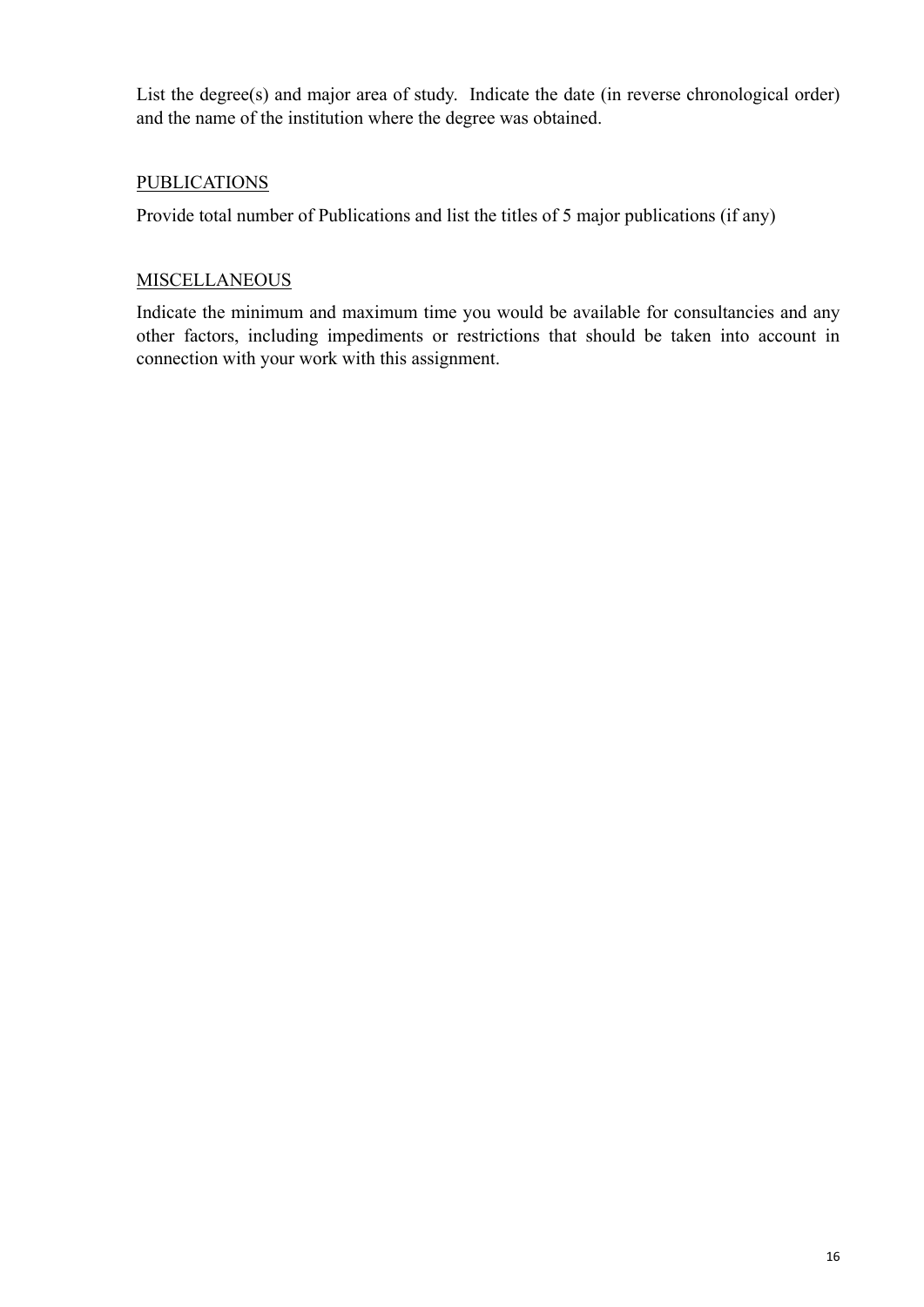List the degree(s) and major area of study. Indicate the date (in reverse chronological order) and the name of the institution where the degree was obtained.

## PUBLICATIONS

Provide total number of Publications and list the titles of 5 major publications (if any)

## MISCELLANEOUS

Indicate the minimum and maximum time you would be available for consultancies and any other factors, including impediments or restrictions that should be taken into account in connection with your work with this assignment.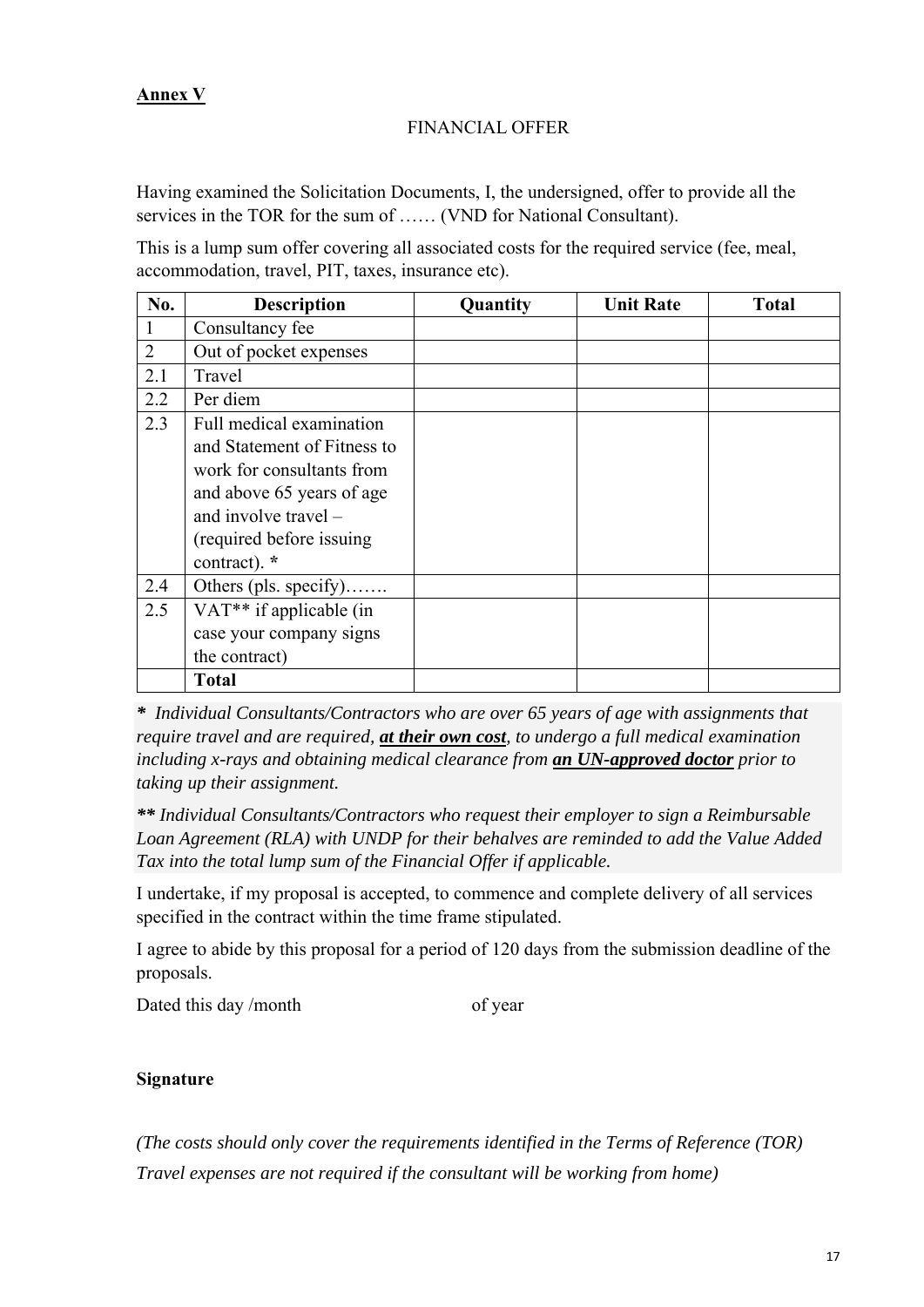**Annex V**

FINANCIAL OFFER

Having examined the Solicitation Documents, I, the undersigned, offer to provide all the services in the TOR for the sum of …… (VND for National Consultant).

This is a lump sum offer covering all associated costs for the required service (fee, meal, accommodation, travel, PIT, taxes, insurance etc).

| No. | Description | Quantity | Unit Rate | Total |
|---|---|---|---|---|
| 1 | Consultancy fee | | | |
| 2 | Out of pocket expenses | | | |
| 2.1 | Travel | | | |
| 2.2 | Per diem | | | |
| 2.3 | Full medical examination and Statement of Fitness to work for consultants from and above 65 years of age and involve travel – (required before issuing contract). * | | | |
| 2.4 | Others (pls. specify)……. | | | |
| 2.5 | VAT** if applicable (in case your company signs the contract) | | | |
| | **Total** | | | |

***** *Individual Consultants/Contractors who are over 65 years of age with assignments that require travel and are required,* ***at their own cost****, to undergo a full medical examination including x-rays and obtaining medical clearance from* ***an UN-approved doctor*** *prior to taking up their assignment.*

***** *Individual Consultants/Contractors who request their employer to sign a Reimbursable Loan Agreement (RLA) with UNDP for their behalves are reminded to add the Value Added Tax into the total lump sum of the Financial Offer if applicable.*

I undertake, if my proposal is accepted, to commence and complete delivery of all services specified in the contract within the time frame stipulated.

I agree to abide by this proposal for a period of 120 days from the submission deadline of the proposals.

Dated this day /month of year

**Signature**

*(The costs should only cover the requirements identified in the Terms of Reference (TOR)*

*Travel expenses are not required if the consultant will be working from home)*